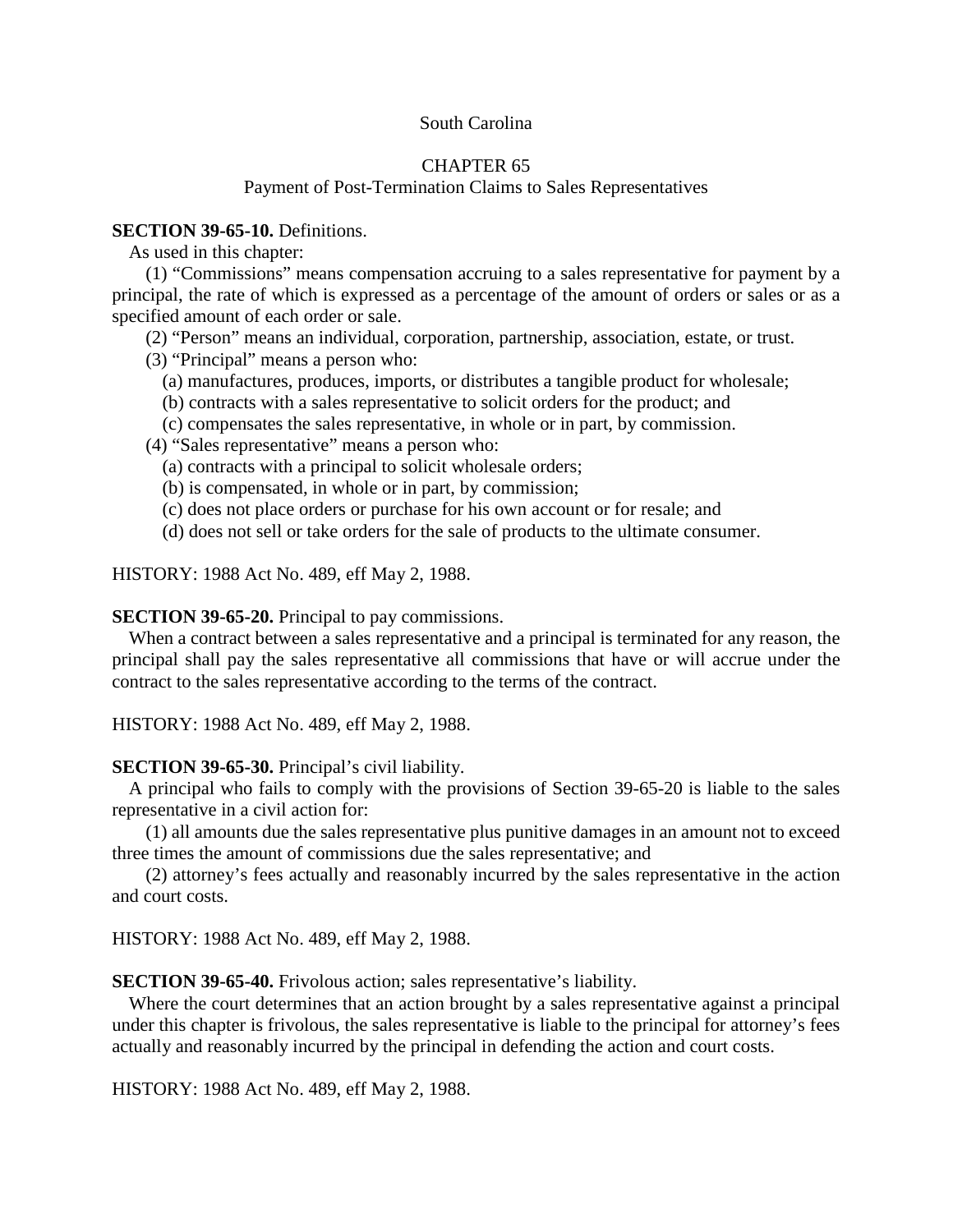South Carolina

# CHAPTER 65

## Payment of Post-Termination Claims to Sales Representatives

**SECTION 39-65-10.** Definitions.

As used in this chapter:

(1) "Commissions" means compensation accruing to a sales representative for payment by a principal, the rate of which is expressed as a percentage of the amount of orders or sales or as a specified amount of each order or sale.

(2) "Person" means an individual, corporation, partnership, association, estate, or trust.

(3) "Principal" means a person who:

(a) manufactures, produces, imports, or distributes a tangible product for wholesale;

(b) contracts with a sales representative to solicit orders for the product; and

(c) compensates the sales representative, in whole or in part, by commission.

(4) "Sales representative" means a person who:

(a) contracts with a principal to solicit wholesale orders;

(b) is compensated, in whole or in part, by commission;

(c) does not place orders or purchase for his own account or for resale; and

(d) does not sell or take orders for the sale of products to the ultimate consumer.

HISTORY: 1988 Act No. 489, eff May 2, 1988.

**SECTION 39-65-20.** Principal to pay commissions.

When a contract between a sales representative and a principal is terminated for any reason, the principal shall pay the sales representative all commissions that have or will accrue under the contract to the sales representative according to the terms of the contract.

HISTORY: 1988 Act No. 489, eff May 2, 1988.

**SECTION 39-65-30.** Principal's civil liability.

A principal who fails to comply with the provisions of Section 39-65-20 is liable to the sales representative in a civil action for:

(1) all amounts due the sales representative plus punitive damages in an amount not to exceed three times the amount of commissions due the sales representative; and

(2) attorney's fees actually and reasonably incurred by the sales representative in the action and court costs.

HISTORY: 1988 Act No. 489, eff May 2, 1988.

**SECTION 39-65-40.** Frivolous action; sales representative's liability.

Where the court determines that an action brought by a sales representative against a principal under this chapter is frivolous, the sales representative is liable to the principal for attorney's fees actually and reasonably incurred by the principal in defending the action and court costs.

HISTORY: 1988 Act No. 489, eff May 2, 1988.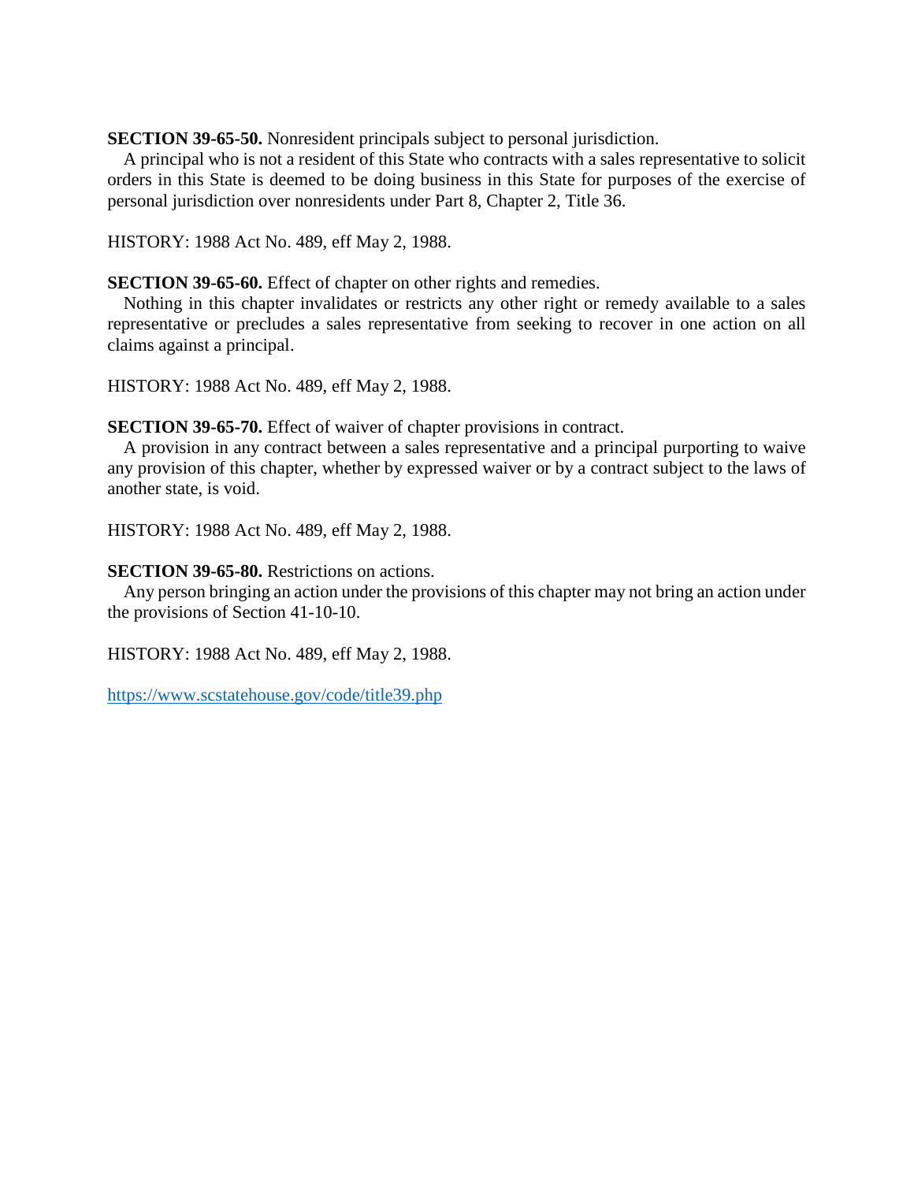**SECTION 39-65-50.** Nonresident principals subject to personal jurisdiction.

A principal who is not a resident of this State who contracts with a sales representative to solicit orders in this State is deemed to be doing business in this State for purposes of the exercise of personal jurisdiction over nonresidents under Part 8, Chapter 2, Title 36.

HISTORY: 1988 Act No. 489, eff May 2, 1988.

**SECTION 39-65-60.** Effect of chapter on other rights and remedies.

Nothing in this chapter invalidates or restricts any other right or remedy available to a sales representative or precludes a sales representative from seeking to recover in one action on all claims against a principal.

HISTORY: 1988 Act No. 489, eff May 2, 1988.

**SECTION 39-65-70.** Effect of waiver of chapter provisions in contract.

A provision in any contract between a sales representative and a principal purporting to waive any provision of this chapter, whether by expressed waiver or by a contract subject to the laws of another state, is void.

HISTORY: 1988 Act No. 489, eff May 2, 1988.

**SECTION 39-65-80.** Restrictions on actions.

Any person bringing an action under the provisions of this chapter may not bring an action under the provisions of Section 41-10-10.

HISTORY: 1988 Act No. 489, eff May 2, 1988.

https://www.scstatehouse.gov/code/title39.php